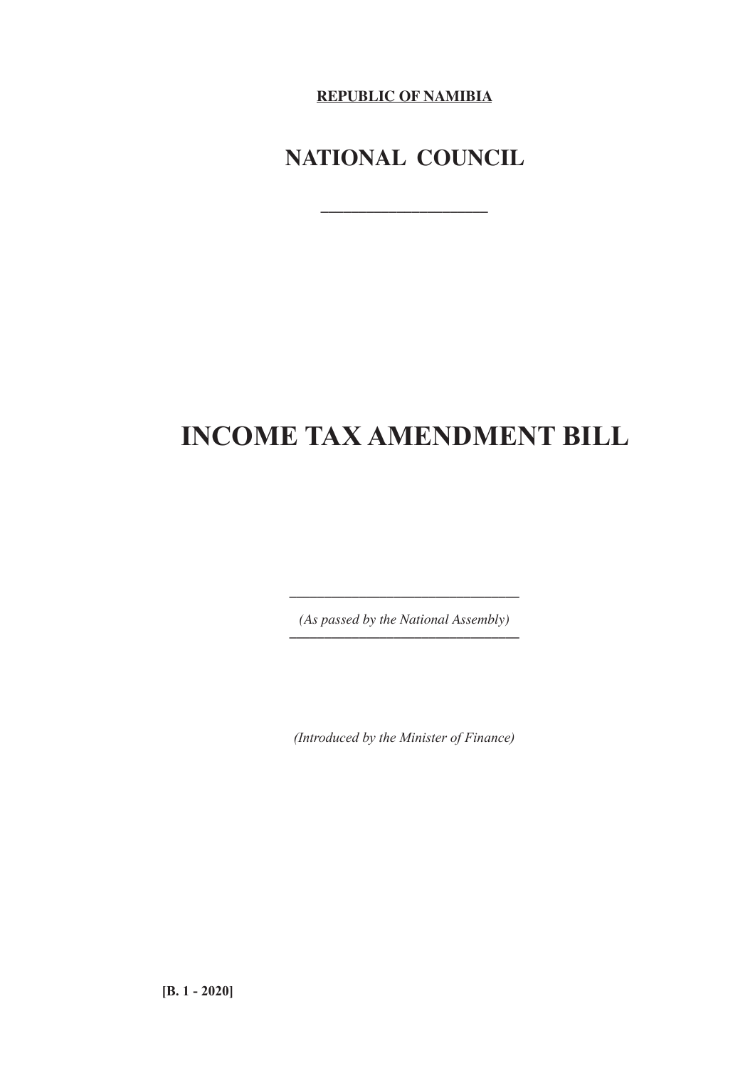**REPUBLIC OF NAMIBIA**

# NATIONAL COUNCIL

---

# INCOME TAX AMENDMENT BILL

---

*(As passed by the National Assembly)*

---

*(Introduced by the Minister of Finance)*

**[B. 1 - 2020]**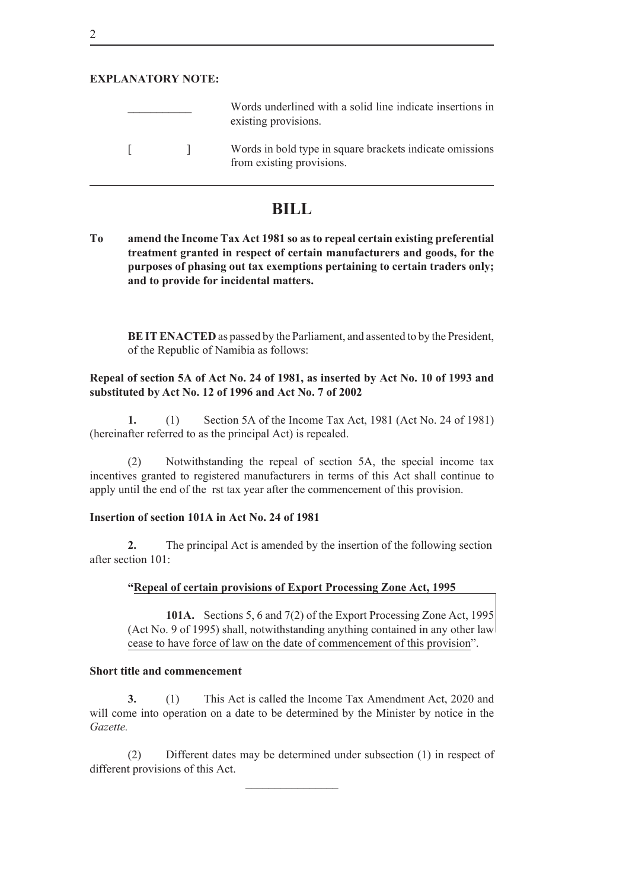**EXPLANATORY NOTE:**

| | |
|---|---|
| ___________ | Words underlined with a solid line indicate insertions in existing provisions. |
| [ ] | Words in bold type in square brackets indicate omissions from existing provisions. |

# BILL

**To amend the Income Tax Act 1981 so as to repeal certain existing preferential treatment granted in respect of certain manufacturers and goods, for the purposes of phasing out tax exemptions pertaining to certain traders only; and to provide for incidental matters.**

**BE IT ENACTED** as passed by the Parliament, and assented to by the President, of the Republic of Namibia as follows:

**Repeal of section 5A of Act No. 24 of 1981, as inserted by Act No. 10 of 1993 and substituted by Act No. 12 of 1996 and Act No. 7 of 2002**

**1.** (1) Section 5A of the Income Tax Act, 1981 (Act No. 24 of 1981) (hereinafter referred to as the principal Act) is repealed.

(2) Notwithstanding the repeal of section 5A, the special income tax incentives granted to registered manufacturers in terms of this Act shall continue to apply until the end of the first tax year after the commencement of this provision.

**Insertion of section 101A in Act No. 24 of 1981**

**2.** The principal Act is amended by the insertion of the following section after section 101:

"**<u>Repeal of certain provisions of Export Processing Zone Act, 1995</u>**

<u>**101A.** Sections 5, 6 and 7(2) of the Export Processing Zone Act, 1995 (Act No. 9 of 1995) shall, notwithstanding anything contained in any other law cease to have force of law on the date of commencement of this provision</u>".

**Short title and commencement**

**3.** (1) This Act is called the Income Tax Amendment Act, 2020 and will come into operation on a date to be determined by the Minister by notice in the *Gazette.*

(2) Different dates may be determined under subsection (1) in respect of different provisions of this Act.